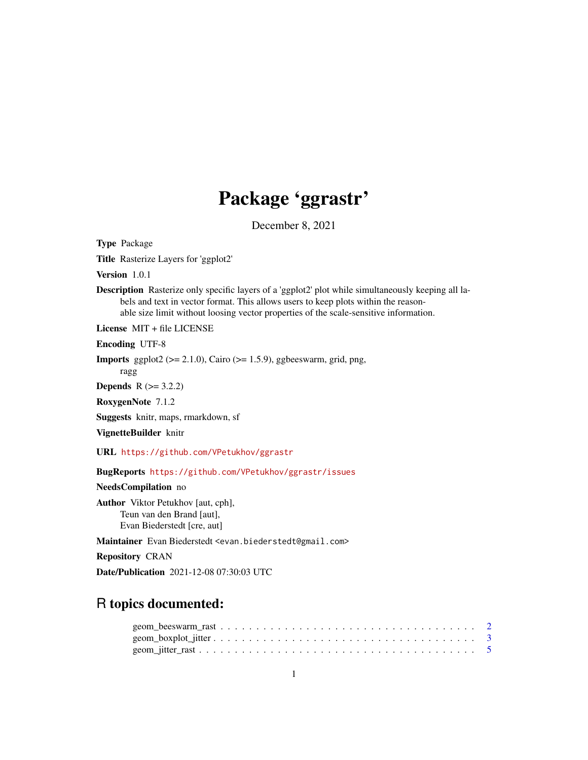# Package 'ggrastr'

December 8, 2021

**Type** Package

**Title** Rasterize Layers for 'ggplot2'

**Version** 1.0.1

**Description** Rasterize only specific layers of a 'ggplot2' plot while simultaneously keeping all labels and text in vector format. This allows users to keep plots within the reasonable size limit without loosing vector properties of the scale-sensitive information.

**License** MIT + file LICENSE

**Encoding** UTF-8

**Imports** ggplot2 (>= 2.1.0), Cairo (>= 1.5.9), ggbeeswarm, grid, png, ragg

**Depends** R (>= 3.2.2)

**RoxygenNote** 7.1.2

**Suggests** knitr, maps, rmarkdown, sf

**VignetteBuilder** knitr

**URL** https://github.com/VPetukhov/ggrastr

**BugReports** https://github.com/VPetukhov/ggrastr/issues

**NeedsCompilation** no

**Author** Viktor Petukhov [aut, cph],
Teun van den Brand [aut],
Evan Biederstedt [cre, aut]

**Maintainer** Evan Biederstedt <evan.biederstedt@gmail.com>

**Repository** CRAN

**Date/Publication** 2021-12-08 07:30:03 UTC

## R topics documented:

- geom_beeswarm_rast . . . . . . . . . . . . . . . . . . . . . . . . . . . . . . . . . . 2
- geom_boxplot_jitter . . . . . . . . . . . . . . . . . . . . . . . . . . . . . . . . . . 3
- geom_jitter_rast . . . . . . . . . . . . . . . . . . . . . . . . . . . . . . . . . . . . 5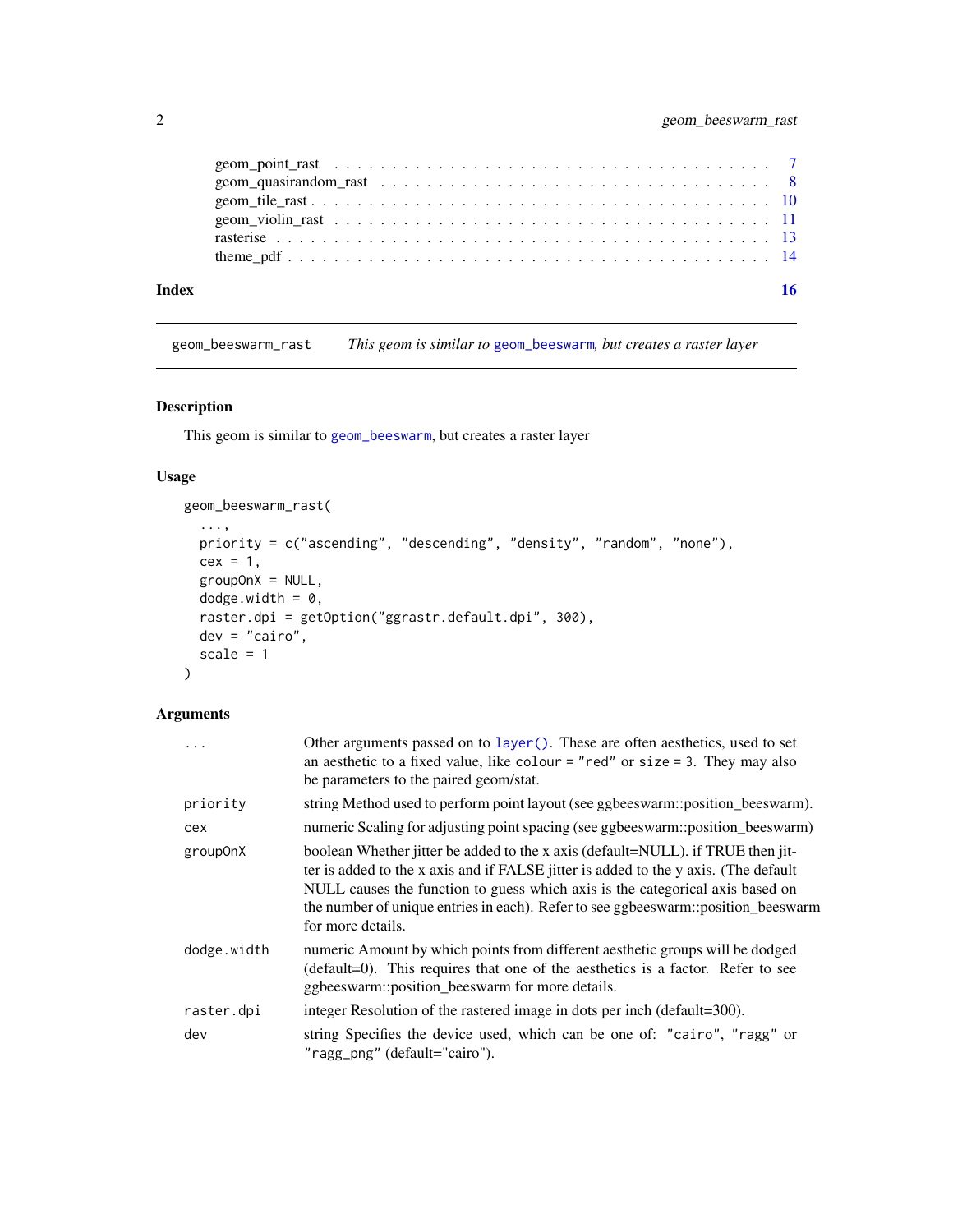| | |
|---|---|
| geom_point_rast | 7 |
| geom_quasirandom_rast | 8 |
| geom_tile_rast | 10 |
| geom_violin_rast | 11 |
| rasterise | 13 |
| theme_pdf | 14 |

**Index** **16**

---

`geom_beeswarm_rast` *This geom is similar to `geom_beeswarm`, but creates a raster layer*

---

## Description

This geom is similar to `geom_beeswarm`, but creates a raster layer

## Usage

```
geom_beeswarm_rast(
  ...,
  priority = c("ascending", "descending", "density", "random", "none"),
  cex = 1,
  groupOnX = NULL,
  dodge.width = 0,
  raster.dpi = getOption("ggrastr.default.dpi", 300),
  dev = "cairo",
  scale = 1
)
```

## Arguments

| | |
|---|---|
| `...` | Other arguments passed on to `layer()`. These are often aesthetics, used to set an aesthetic to a fixed value, like `colour = "red"` or `size = 3`. They may also be parameters to the paired geom/stat. |
| `priority` | string Method used to perform point layout (see ggbeeswarm::position_beeswarm). |
| `cex` | numeric Scaling for adjusting point spacing (see ggbeeswarm::position_beeswarm) |
| `groupOnX` | boolean Whether jitter be added to the x axis (default=NULL). if TRUE then jitter is added to the x axis and if FALSE jitter is added to the y axis. (The default NULL causes the function to guess which axis is the categorical axis based on the number of unique entries in each). Refer to see ggbeeswarm::position_beeswarm for more details. |
| `dodge.width` | numeric Amount by which points from different aesthetic groups will be dodged (default=0). This requires that one of the aesthetics is a factor. Refer to see ggbeeswarm::position_beeswarm for more details. |
| `raster.dpi` | integer Resolution of the rastered image in dots per inch (default=300). |
| `dev` | string Specifies the device used, which can be one of: `"cairo"`, `"ragg"` or `"ragg_png"` (default="cairo"). |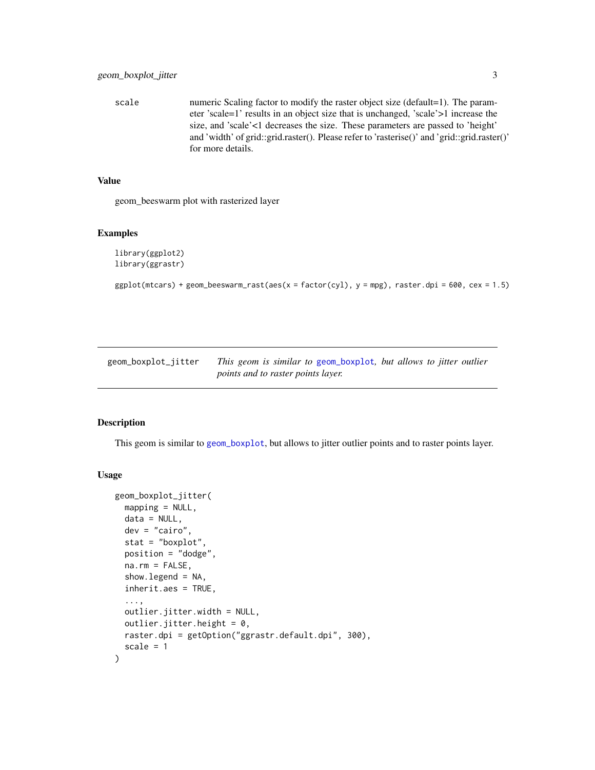| | |
|---|---|
| scale | numeric Scaling factor to modify the raster object size (default=1). The parameter 'scale=1' results in an object size that is unchanged, 'scale'>1 increase the size, and 'scale'<1 decreases the size. These parameters are passed to 'height' and 'width' of grid::grid.raster(). Please refer to 'rasterise()' and 'grid::grid.raster()' for more details. |

## Value

geom_beeswarm plot with rasterized layer

## Examples

```
library(ggplot2)
library(ggrastr)

ggplot(mtcars) + geom_beeswarm_rast(aes(x = factor(cyl), y = mpg), raster.dpi = 600, cex = 1.5)
```

---

# geom_boxplot_jitter

*This geom is similar to geom_boxplot, but allows to jitter outlier points and to raster points layer.*

---

## Description

This geom is similar to geom_boxplot, but allows to jitter outlier points and to raster points layer.

## Usage

```
geom_boxplot_jitter(
  mapping = NULL,
  data = NULL,
  dev = "cairo",
  stat = "boxplot",
  position = "dodge",
  na.rm = FALSE,
  show.legend = NA,
  inherit.aes = TRUE,
  ...,
  outlier.jitter.width = NULL,
  outlier.jitter.height = 0,
  raster.dpi = getOption("ggrastr.default.dpi", 300),
  scale = 1
)
```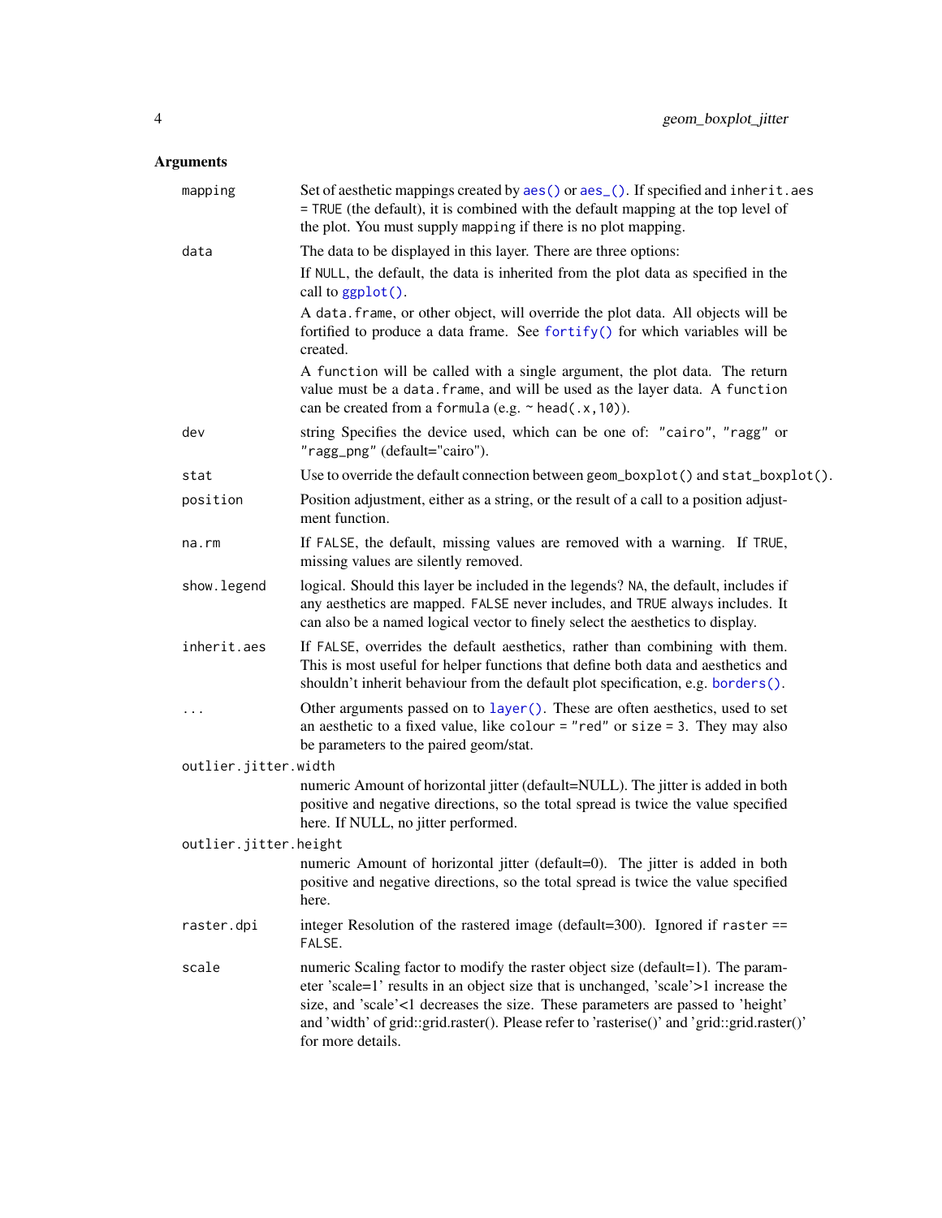## Arguments

| | |
|---|---|
| `mapping` | Set of aesthetic mappings created by `aes()` or `aes_()`. If specified and `inherit.aes = TRUE` (the default), it is combined with the default mapping at the top level of the plot. You must supply `mapping` if there is no plot mapping. |
| `data` | The data to be displayed in this layer. There are three options:<br>If `NULL`, the default, the data is inherited from the plot data as specified in the call to `ggplot()`.<br>A `data.frame`, or other object, will override the plot data. All objects will be fortified to produce a data frame. See `fortify()` for which variables will be created.<br>A `function` will be called with a single argument, the plot data. The return value must be a `data.frame`, and will be used as the layer data. A `function` can be created from a `formula` (e.g. `~ head(.x,10)`). |
| `dev` | string Specifies the device used, which can be one of: `"cairo"`, `"ragg"` or `"ragg_png"` (default="cairo"). |
| `stat` | Use to override the default connection between `geom_boxplot()` and `stat_boxplot()`. |
| `position` | Position adjustment, either as a string, or the result of a call to a position adjustment function. |
| `na.rm` | If `FALSE`, the default, missing values are removed with a warning. If `TRUE`, missing values are silently removed. |
| `show.legend` | logical. Should this layer be included in the legends? `NA`, the default, includes if any aesthetics are mapped. `FALSE` never includes, and `TRUE` always includes. It can also be a named logical vector to finely select the aesthetics to display. |
| `inherit.aes` | If `FALSE`, overrides the default aesthetics, rather than combining with them. This is most useful for helper functions that define both data and aesthetics and shouldn't inherit behaviour from the default plot specification, e.g. `borders()`. |
| `...` | Other arguments passed on to `layer()`. These are often aesthetics, used to set an aesthetic to a fixed value, like `colour = "red"` or `size = 3`. They may also be parameters to the paired geom/stat. |
| `outlier.jitter.width` | numeric Amount of horizontal jitter (default=NULL). The jitter is added in both positive and negative directions, so the total spread is twice the value specified here. If NULL, no jitter performed. |
| `outlier.jitter.height` | numeric Amount of horizontal jitter (default=0). The jitter is added in both positive and negative directions, so the total spread is twice the value specified here. |
| `raster.dpi` | integer Resolution of the rastered image (default=300). Ignored if `raster == FALSE`. |
| `scale` | numeric Scaling factor to modify the raster object size (default=1). The parameter 'scale=1' results in an object size that is unchanged, 'scale'>1 increase the size, and 'scale'<1 decreases the size. These parameters are passed to 'height' and 'width' of grid::grid.raster(). Please refer to 'rasterise()' and 'grid::grid.raster()' for more details. |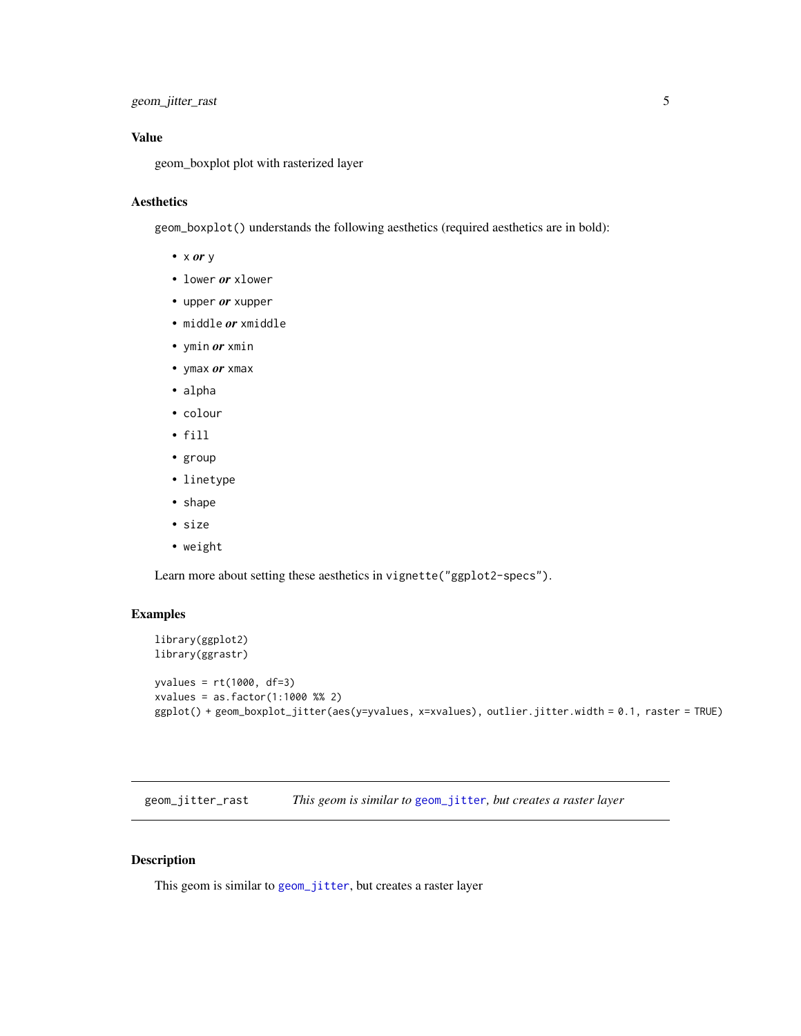## Value

geom_boxplot plot with rasterized layer

## Aesthetics

`geom_boxplot()` understands the following aesthetics (required aesthetics are in bold):

- `x` ***or*** `y`
- `lower` ***or*** `xlower`
- `upper` ***or*** `xupper`
- `middle` ***or*** `xmiddle`
- `ymin` ***or*** `xmin`
- `ymax` ***or*** `xmax`
- `alpha`
- `colour`
- `fill`
- `group`
- `linetype`
- `shape`
- `size`
- `weight`

Learn more about setting these aesthetics in `vignette("ggplot2-specs")`.

## Examples

```
library(ggplot2)
library(ggrastr)

yvalues = rt(1000, df=3)
xvalues = as.factor(1:1000 %% 2)
ggplot() + geom_boxplot_jitter(aes(y=yvalues, x=xvalues), outlier.jitter.width = 0.1, raster = TRUE)
```

---

# geom_jitter_rast — *This geom is similar to `geom_jitter`, but creates a raster layer*

## Description

This geom is similar to `geom_jitter`, but creates a raster layer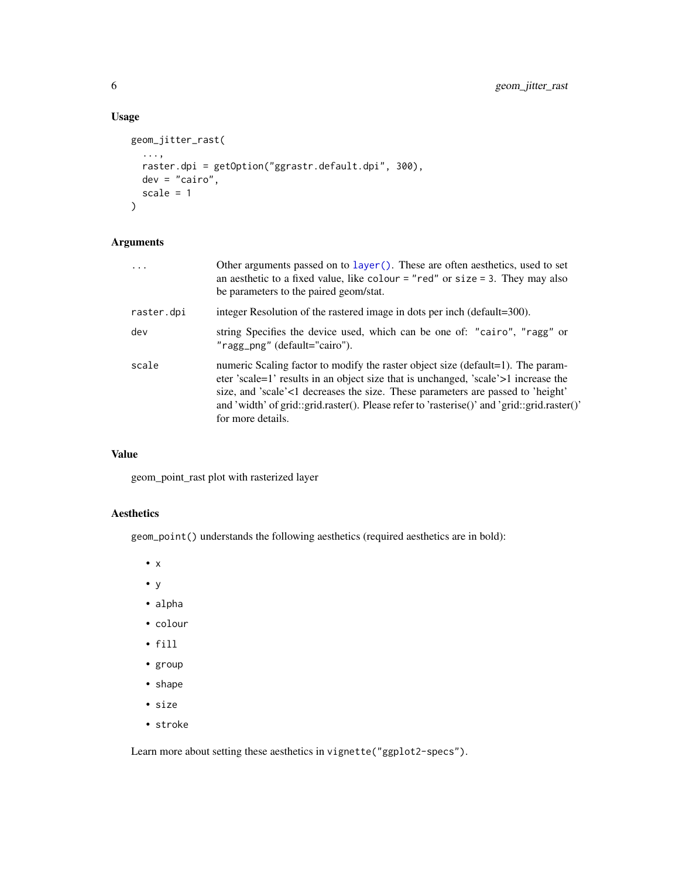## Usage

```
geom_jitter_rast(
  ...,
  raster.dpi = getOption("ggrastr.default.dpi", 300),
  dev = "cairo",
  scale = 1
)
```

## Arguments

| | |
|---|---|
| ... | Other arguments passed on to `layer()`. These are often aesthetics, used to set an aesthetic to a fixed value, like `colour = "red"` or `size = 3`. They may also be parameters to the paired geom/stat. |
| raster.dpi | integer Resolution of the rastered image in dots per inch (default=300). |
| dev | string Specifies the device used, which can be one of: `"cairo"`, `"ragg"` or `"ragg_png"` (default="cairo"). |
| scale | numeric Scaling factor to modify the raster object size (default=1). The parameter 'scale=1' results in an object size that is unchanged, 'scale'>1 increase the size, and 'scale'<1 decreases the size. These parameters are passed to 'height' and 'width' of grid::grid.raster(). Please refer to 'rasterise()' and 'grid::grid.raster()' for more details. |

## Value

geom_point_rast plot with rasterized layer

## Aesthetics

`geom_point()` understands the following aesthetics (required aesthetics are in bold):

- `x`
- `y`
- `alpha`
- `colour`
- `fill`
- `group`
- `shape`
- `size`
- `stroke`

Learn more about setting these aesthetics in `vignette("ggplot2-specs")`.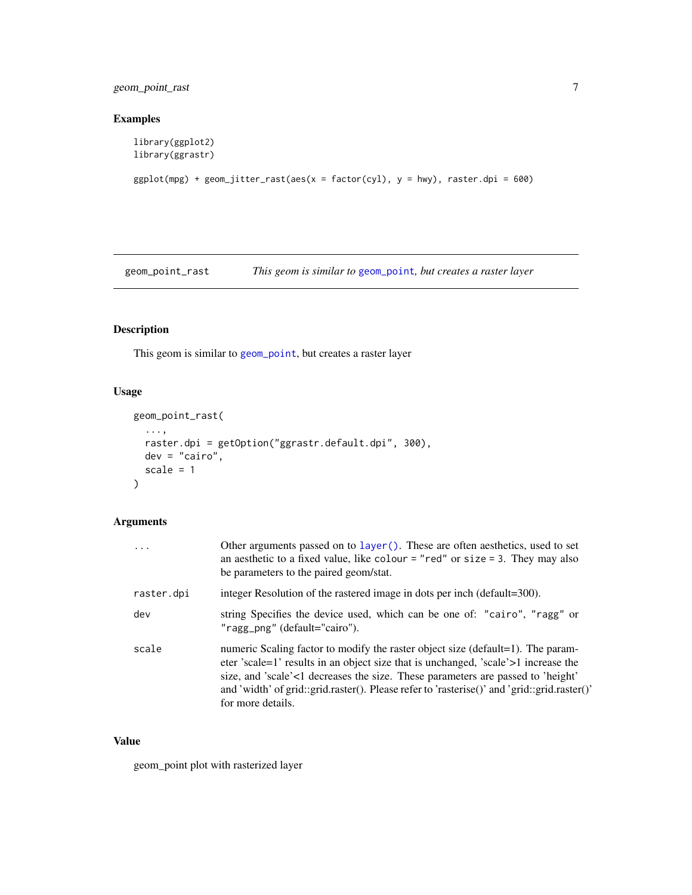## Examples

```
library(ggplot2)
library(ggrastr)

ggplot(mpg) + geom_jitter_rast(aes(x = factor(cyl), y = hwy), raster.dpi = 600)
```

---

# geom_point_rast — *This geom is similar to geom_point, but creates a raster layer*

---

## Description

This geom is similar to `geom_point`, but creates a raster layer

## Usage

```
geom_point_rast(
  ...,
  raster.dpi = getOption("ggrastr.default.dpi", 300),
  dev = "cairo",
  scale = 1
)
```

## Arguments

| | |
|---|---|
| `...` | Other arguments passed on to `layer()`. These are often aesthetics, used to set an aesthetic to a fixed value, like `colour = "red"` or `size = 3`. They may also be parameters to the paired geom/stat. |
| `raster.dpi` | integer Resolution of the rastered image in dots per inch (default=300). |
| `dev` | string Specifies the device used, which can be one of: `"cairo"`, `"ragg"` or `"ragg_png"` (default="cairo"). |
| `scale` | numeric Scaling factor to modify the raster object size (default=1). The parameter 'scale=1' results in an object size that is unchanged, 'scale'>1 increase the size, and 'scale'<1 decreases the size. These parameters are passed to 'height' and 'width' of grid::grid.raster(). Please refer to 'rasterise()' and 'grid::grid.raster()' for more details. |

## Value

geom_point plot with rasterized layer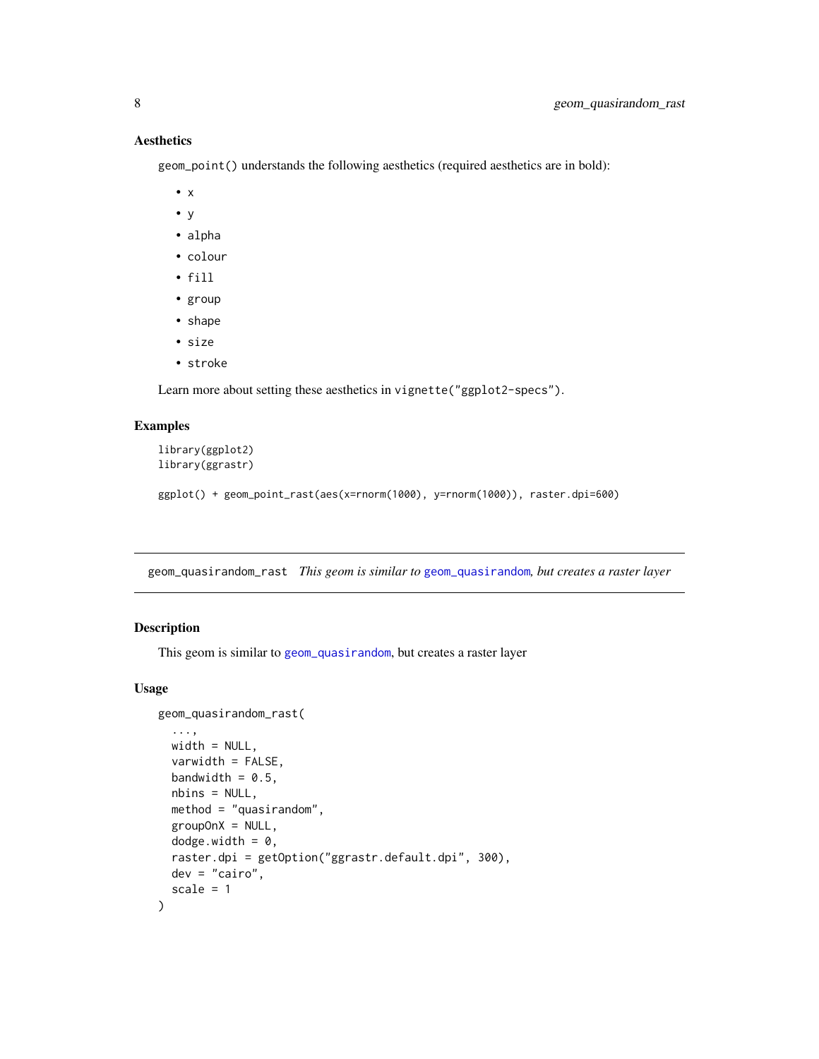### Aesthetics

`geom_point()` understands the following aesthetics (required aesthetics are in bold):

- `x`
- `y`
- `alpha`
- `colour`
- `fill`
- `group`
- `shape`
- `size`
- `stroke`

Learn more about setting these aesthetics in `vignette("ggplot2-specs")`.

### Examples

```
library(ggplot2)
library(ggrastr)

ggplot() + geom_point_rast(aes(x=rnorm(1000), y=rnorm(1000)), raster.dpi=600)
```

---

## geom_quasirandom_rast *This geom is similar to geom_quasirandom, but creates a raster layer*

---

### Description

This geom is similar to `geom_quasirandom`, but creates a raster layer

### Usage

```
geom_quasirandom_rast(
  ...,
  width = NULL,
  varwidth = FALSE,
  bandwidth = 0.5,
  nbins = NULL,
  method = "quasirandom",
  groupOnX = NULL,
  dodge.width = 0,
  raster.dpi = getOption("ggrastr.default.dpi", 300),
  dev = "cairo",
  scale = 1
)
```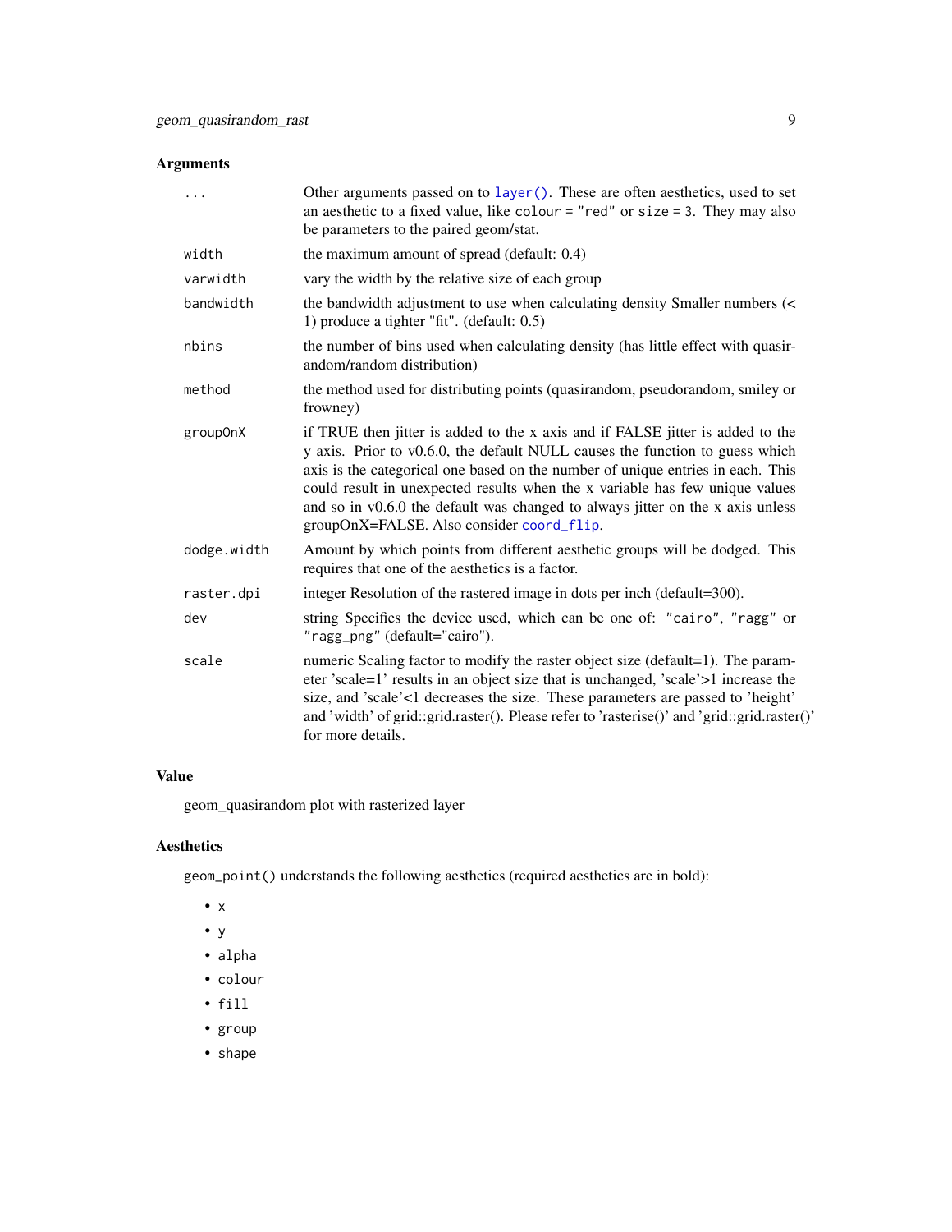## Arguments

| | |
|---|---|
| `...` | Other arguments passed on to `layer()`. These are often aesthetics, used to set an aesthetic to a fixed value, like `colour = "red"` or `size = 3`. They may also be parameters to the paired geom/stat. |
| `width` | the maximum amount of spread (default: 0.4) |
| `varwidth` | vary the width by the relative size of each group |
| `bandwidth` | the bandwidth adjustment to use when calculating density Smaller numbers (< 1) produce a tighter "fit". (default: 0.5) |
| `nbins` | the number of bins used when calculating density (has little effect with quasirandom/random distribution) |
| `method` | the method used for distributing points (quasirandom, pseudorandom, smiley or frowney) |
| `groupOnX` | if TRUE then jitter is added to the x axis and if FALSE jitter is added to the y axis. Prior to v0.6.0, the default NULL causes the function to guess which axis is the categorical one based on the number of unique entries in each. This could result in unexpected results when the x variable has few unique values and so in v0.6.0 the default was changed to always jitter on the x axis unless groupOnX=FALSE. Also consider `coord_flip`. |
| `dodge.width` | Amount by which points from different aesthetic groups will be dodged. This requires that one of the aesthetics is a factor. |
| `raster.dpi` | integer Resolution of the rastered image in dots per inch (default=300). |
| `dev` | string Specifies the device used, which can be one of: `"cairo"`, `"ragg"` or `"ragg_png"` (default="cairo"). |
| `scale` | numeric Scaling factor to modify the raster object size (default=1). The parameter 'scale=1' results in an object size that is unchanged, 'scale'>1 increase the size, and 'scale'<1 decreases the size. These parameters are passed to 'height' and 'width' of grid::grid.raster(). Please refer to 'rasterise()' and 'grid::grid.raster()' for more details. |

## Value

geom_quasirandom plot with rasterized layer

## Aesthetics

`geom_point()` understands the following aesthetics (required aesthetics are in bold):

- `x`
- `y`
- `alpha`
- `colour`
- `fill`
- `group`
- `shape`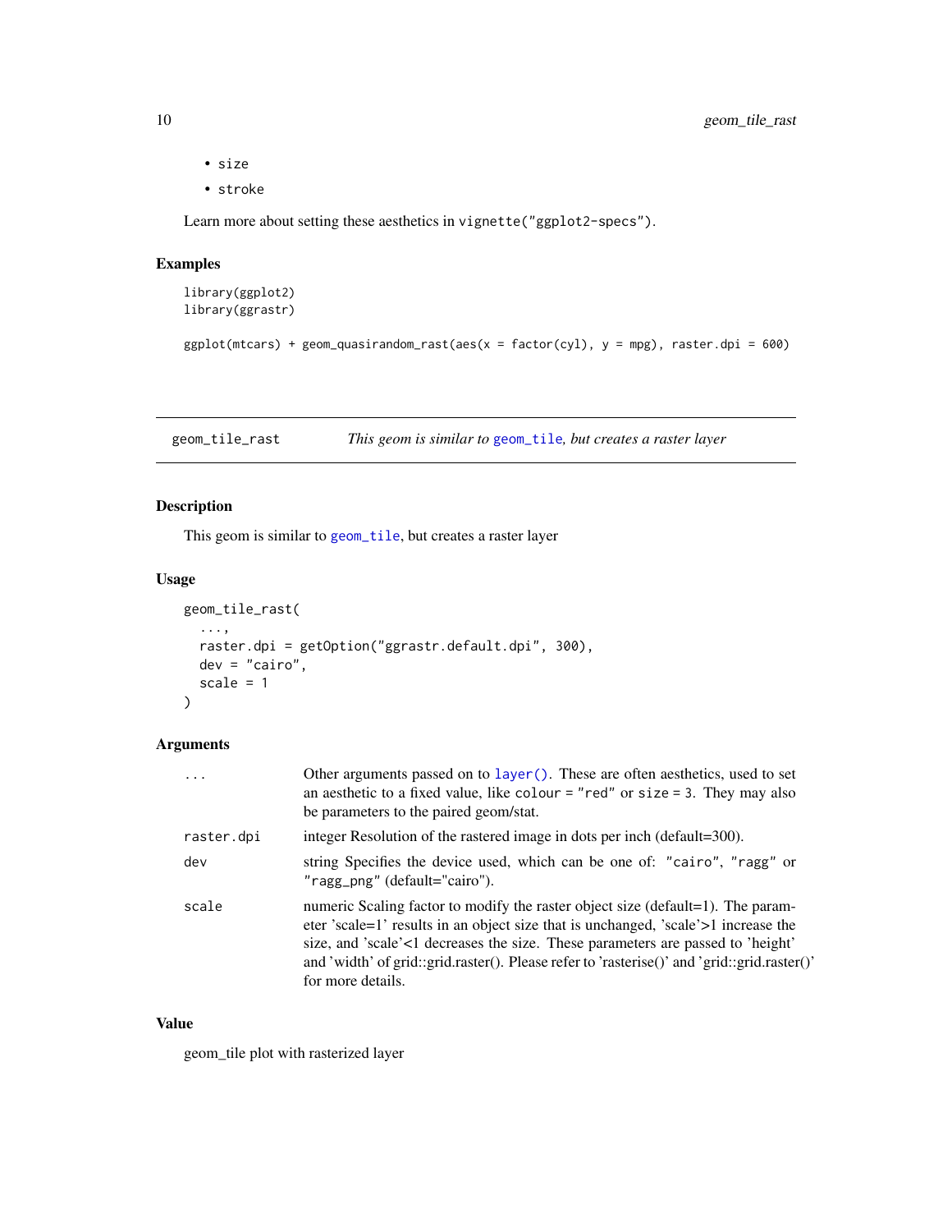- size
- stroke

Learn more about setting these aesthetics in vignette("ggplot2-specs").

### Examples

```
library(ggplot2)
library(ggrastr)

ggplot(mtcars) + geom_quasirandom_rast(aes(x = factor(cyl), y = mpg), raster.dpi = 600)
```

---

## geom_tile_rast — *This geom is similar to geom_tile, but creates a raster layer*

### Description

This geom is similar to geom_tile, but creates a raster layer

### Usage

```
geom_tile_rast(
  ...,
  raster.dpi = getOption("ggrastr.default.dpi", 300),
  dev = "cairo",
  scale = 1
)
```

### Arguments

| | |
|---|---|
| ... | Other arguments passed on to layer(). These are often aesthetics, used to set an aesthetic to a fixed value, like colour = "red" or size = 3. They may also be parameters to the paired geom/stat. |
| raster.dpi | integer Resolution of the rastered image in dots per inch (default=300). |
| dev | string Specifies the device used, which can be one of: "cairo", "ragg" or "ragg_png" (default="cairo"). |
| scale | numeric Scaling factor to modify the raster object size (default=1). The parameter 'scale=1' results in an object size that is unchanged, 'scale'>1 increase the size, and 'scale'<1 decreases the size. These parameters are passed to 'height' and 'width' of grid::grid.raster(). Please refer to 'rasterise()' and 'grid::grid.raster()' for more details. |

### Value

geom_tile plot with rasterized layer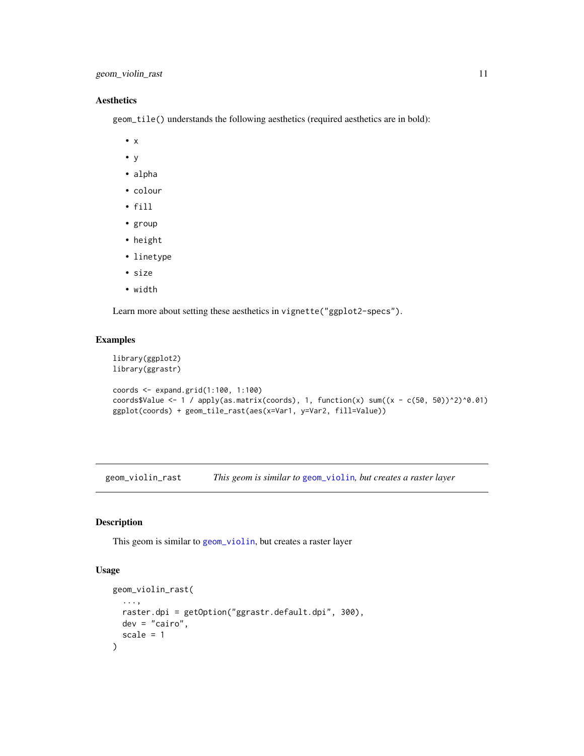### Aesthetics

geom_tile() understands the following aesthetics (required aesthetics are in bold):

- x
- y
- alpha
- colour
- fill
- group
- height
- linetype
- size
- width

Learn more about setting these aesthetics in vignette("ggplot2-specs").

### Examples

```
library(ggplot2)
library(ggrastr)

coords <- expand.grid(1:100, 1:100)
coords$Value <- 1 / apply(as.matrix(coords), 1, function(x) sum((x - c(50, 50))^2)^0.01)
ggplot(coords) + geom_tile_rast(aes(x=Var1, y=Var2, fill=Value))
```

---

## geom_violin_rast — *This geom is similar to geom_violin, but creates a raster layer*

### Description

This geom is similar to geom_violin, but creates a raster layer

### Usage

```
geom_violin_rast(
  ...,
  raster.dpi = getOption("ggrastr.default.dpi", 300),
  dev = "cairo",
  scale = 1
)
```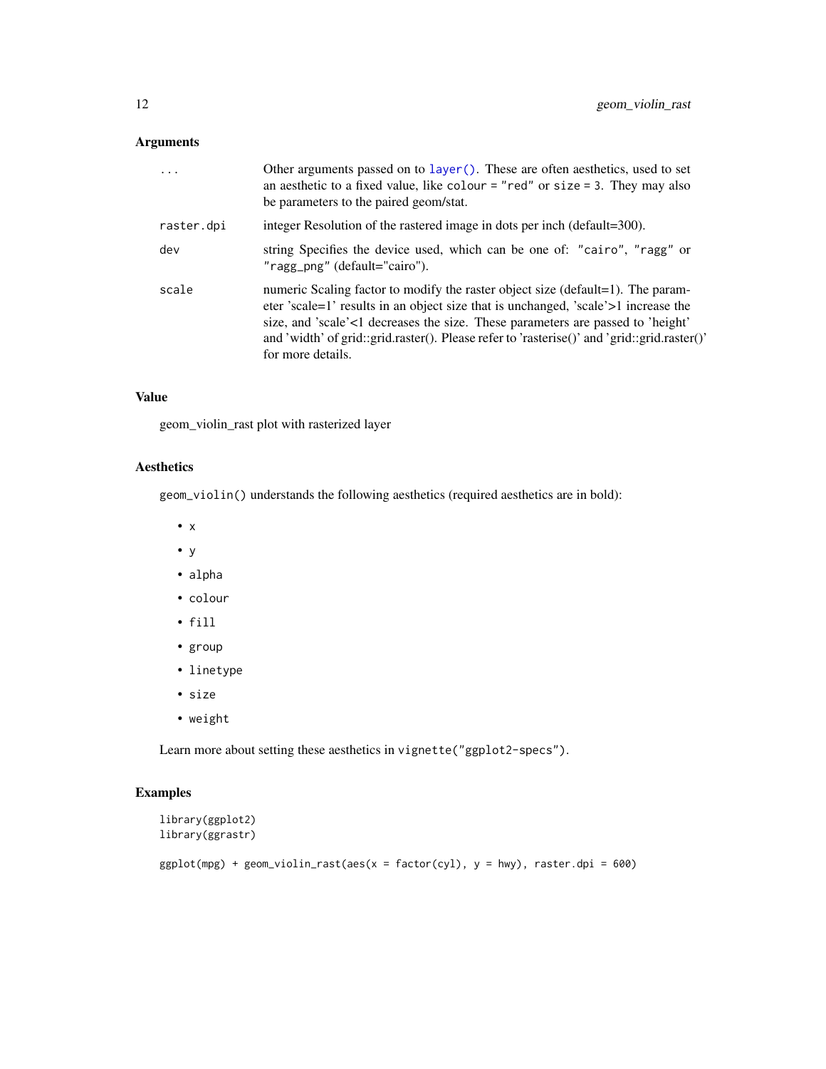## Arguments

| | |
|---|---|
| `...` | Other arguments passed on to `layer()`. These are often aesthetics, used to set an aesthetic to a fixed value, like `colour = "red"` or `size = 3`. They may also be parameters to the paired geom/stat. |
| `raster.dpi` | integer Resolution of the rastered image in dots per inch (default=300). |
| `dev` | string Specifies the device used, which can be one of: `"cairo"`, `"ragg"` or `"ragg_png"` (default="cairo"). |
| `scale` | numeric Scaling factor to modify the raster object size (default=1). The parameter 'scale=1' results in an object size that is unchanged, 'scale'>1 increase the size, and 'scale'<1 decreases the size. These parameters are passed to 'height' and 'width' of grid::grid.raster(). Please refer to 'rasterise()' and 'grid::grid.raster()' for more details. |

## Value

geom_violin_rast plot with rasterized layer

## Aesthetics

`geom_violin()` understands the following aesthetics (required aesthetics are in bold):

- `x`
- `y`
- `alpha`
- `colour`
- `fill`
- `group`
- `linetype`
- `size`
- `weight`

Learn more about setting these aesthetics in `vignette("ggplot2-specs")`.

## Examples

```
library(ggplot2)
library(ggrastr)

ggplot(mpg) + geom_violin_rast(aes(x = factor(cyl), y = hwy), raster.dpi = 600)
```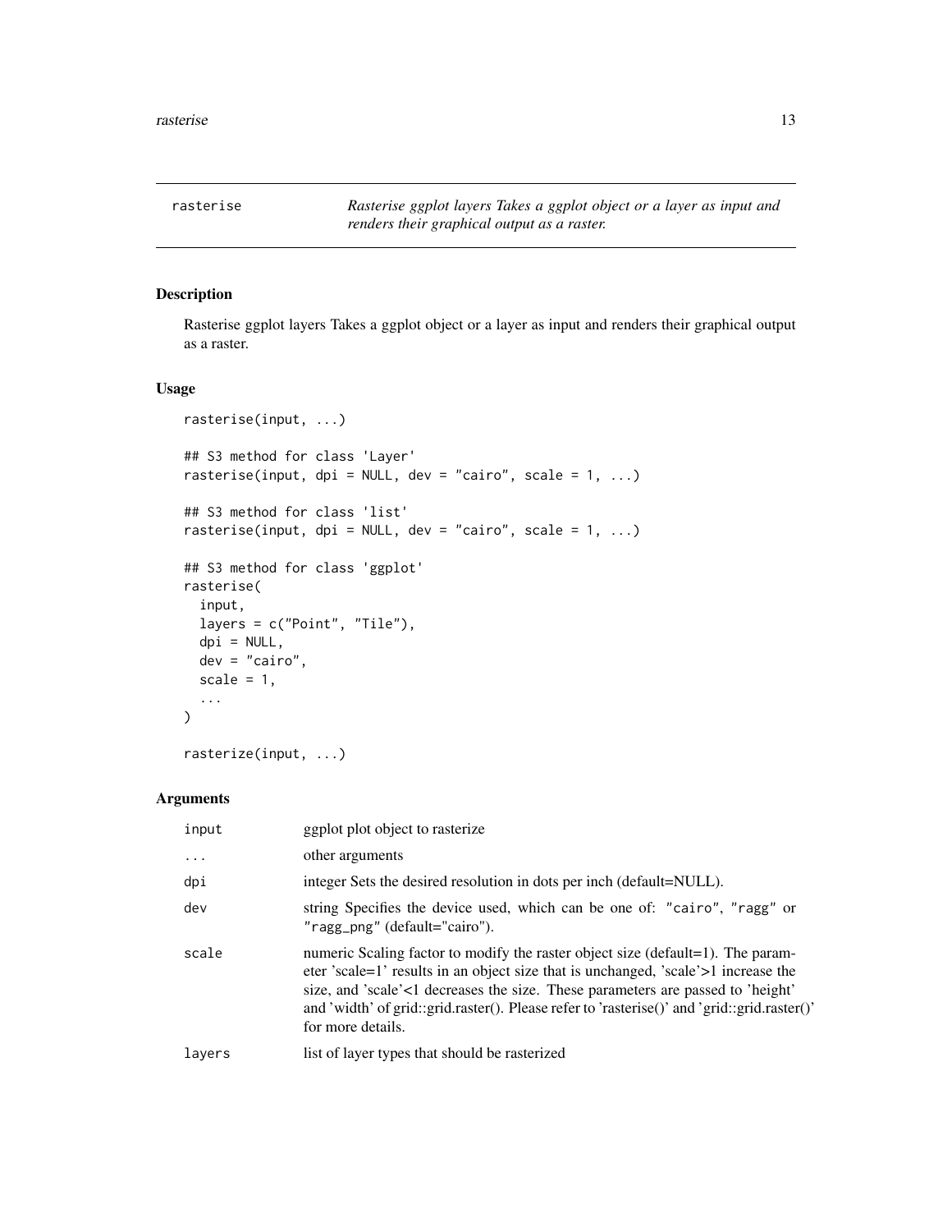rasterise *Rasterise ggplot layers Takes a ggplot object or a layer as input and renders their graphical output as a raster.*

## Description

Rasterise ggplot layers Takes a ggplot object or a layer as input and renders their graphical output as a raster.

## Usage

```
rasterise(input, ...)

## S3 method for class 'Layer'
rasterise(input, dpi = NULL, dev = "cairo", scale = 1, ...)

## S3 method for class 'list'
rasterise(input, dpi = NULL, dev = "cairo", scale = 1, ...)

## S3 method for class 'ggplot'
rasterise(
  input,
  layers = c("Point", "Tile"),
  dpi = NULL,
  dev = "cairo",
  scale = 1,
  ...
)

rasterize(input, ...)
```

## Arguments

| | |
|---|---|
| input | ggplot plot object to rasterize |
| ... | other arguments |
| dpi | integer Sets the desired resolution in dots per inch (default=NULL). |
| dev | string Specifies the device used, which can be one of: "cairo", "ragg" or "ragg_png" (default="cairo"). |
| scale | numeric Scaling factor to modify the raster object size (default=1). The parameter 'scale=1' results in an object size that is unchanged, 'scale'>1 increase the size, and 'scale'<1 decreases the size. These parameters are passed to 'height' and 'width' of grid::grid.raster(). Please refer to 'rasterise()' and 'grid::grid.raster()' for more details. |
| layers | list of layer types that should be rasterized |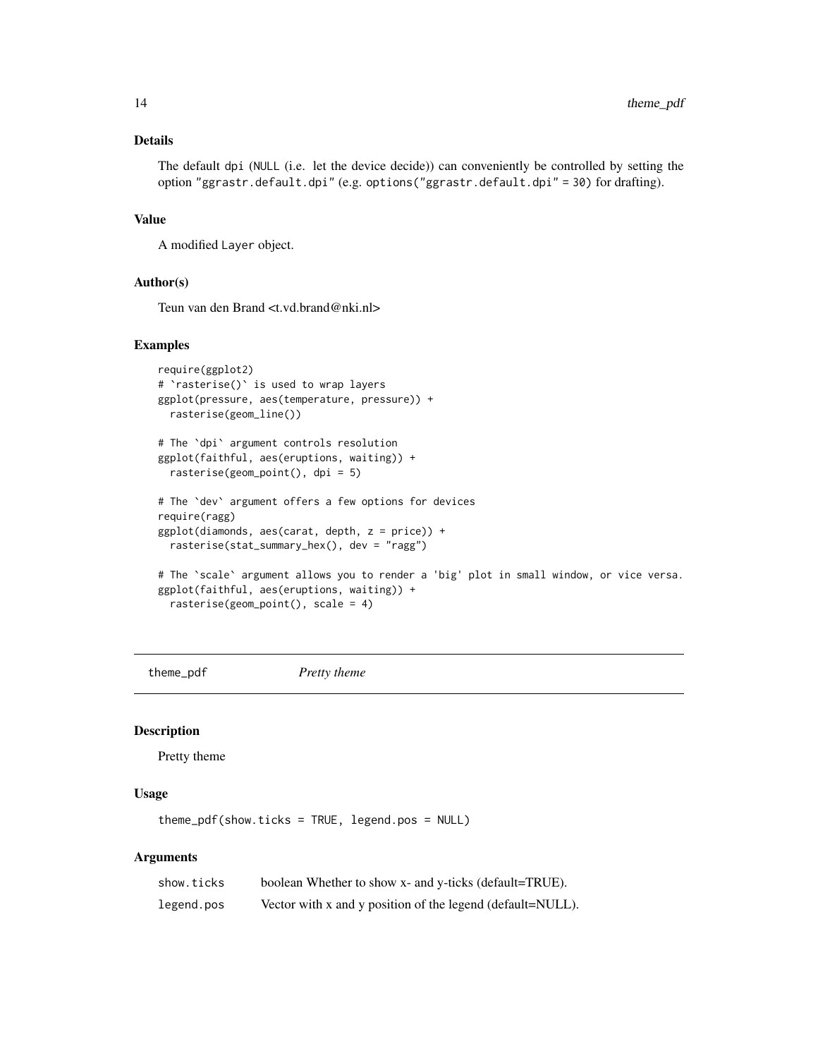### Details

The default dpi (NULL (i.e. let the device decide)) can conveniently be controlled by setting the option "ggrastr.default.dpi" (e.g. options("ggrastr.default.dpi" = 30) for drafting).

### Value

A modified Layer object.

### Author(s)

Teun van den Brand <t.vd.brand@nki.nl>

### Examples

```
require(ggplot2)
# `rasterise()` is used to wrap layers
ggplot(pressure, aes(temperature, pressure)) +
  rasterise(geom_line())

# The `dpi` argument controls resolution
ggplot(faithful, aes(eruptions, waiting)) +
  rasterise(geom_point(), dpi = 5)

# The `dev` argument offers a few options for devices
require(ragg)
ggplot(diamonds, aes(carat, depth, z = price)) +
  rasterise(stat_summary_hex(), dev = "ragg")

# The `scale` argument allows you to render a 'big' plot in small window, or vice versa.
ggplot(faithful, aes(eruptions, waiting)) +
  rasterise(geom_point(), scale = 4)
```

---

## theme_pdf *Pretty theme*

### Description

Pretty theme

### Usage

```
theme_pdf(show.ticks = TRUE, legend.pos = NULL)
```

### Arguments

| | |
|---|---|
| show.ticks | boolean Whether to show x- and y-ticks (default=TRUE). |
| legend.pos | Vector with x and y position of the legend (default=NULL). |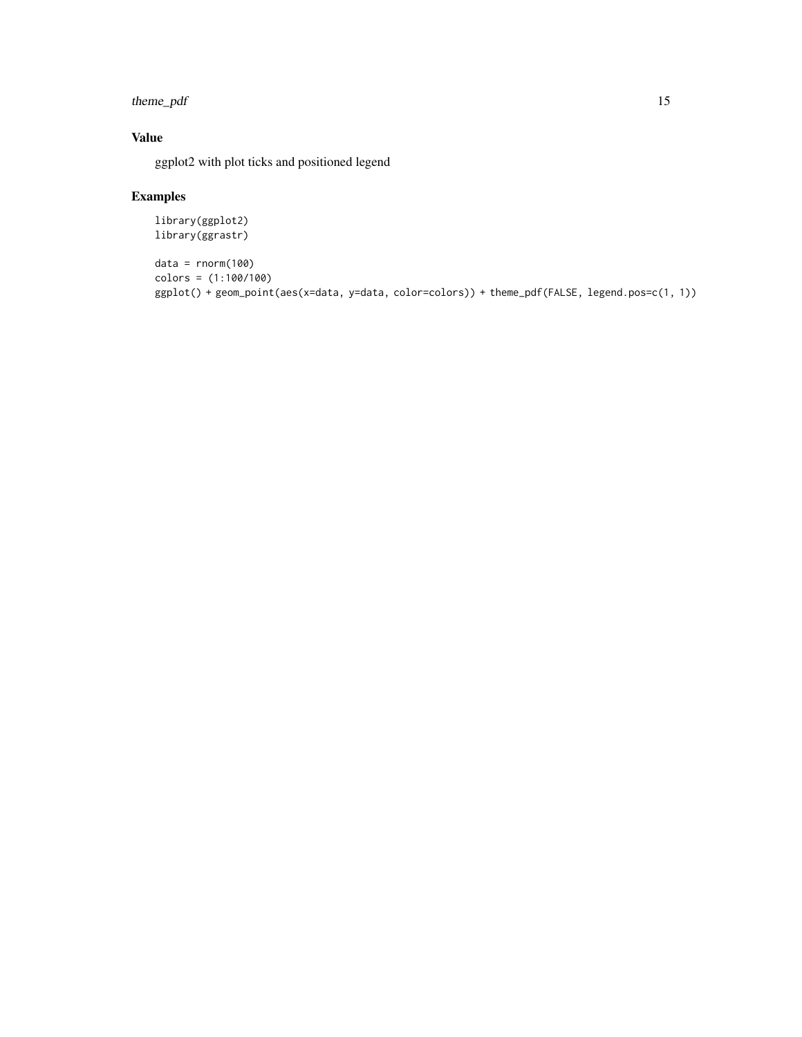## Value

ggplot2 with plot ticks and positioned legend

## Examples

```
library(ggplot2)
library(ggrastr)

data = rnorm(100)
colors = (1:100/100)
ggplot() + geom_point(aes(x=data, y=data, color=colors)) + theme_pdf(FALSE, legend.pos=c(1, 1))
```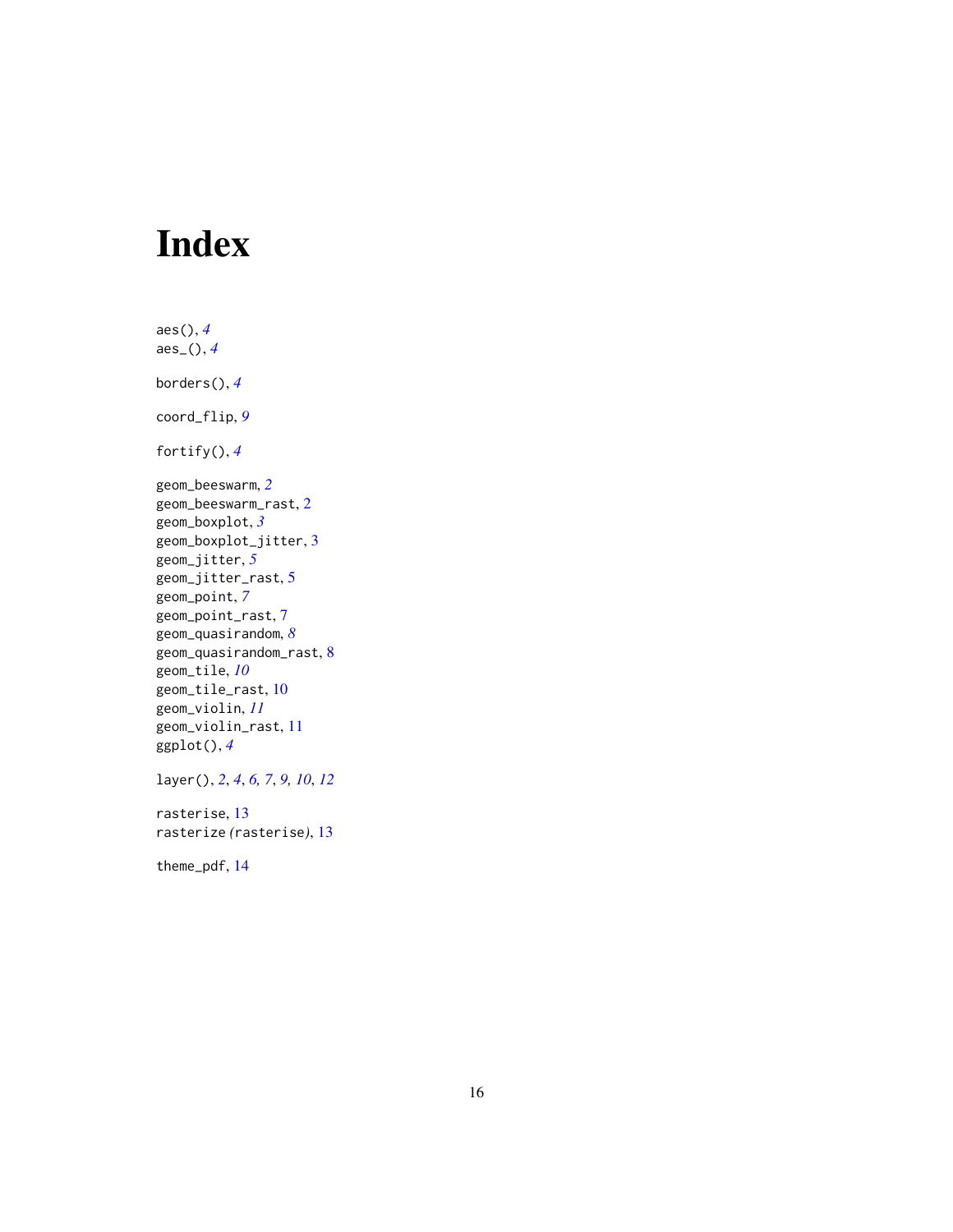# Index

aes(), *4*
aes_(), *4*

borders(), *4*

coord_flip, *9*

fortify(), *4*

geom_beeswarm, *2*
geom_beeswarm_rast, 2
geom_boxplot, *3*
geom_boxplot_jitter, 3
geom_jitter, *5*
geom_jitter_rast, 5
geom_point, *7*
geom_point_rast, 7
geom_quasirandom, *8*
geom_quasirandom_rast, 8
geom_tile, *10*
geom_tile_rast, 10
geom_violin, *11*
geom_violin_rast, 11
ggplot(), *4*

layer(), *2*, *4*, *6, 7*, *9, 10*, *12*

rasterise, 13
rasterize *(*rasterise*)*, 13

theme_pdf, 14